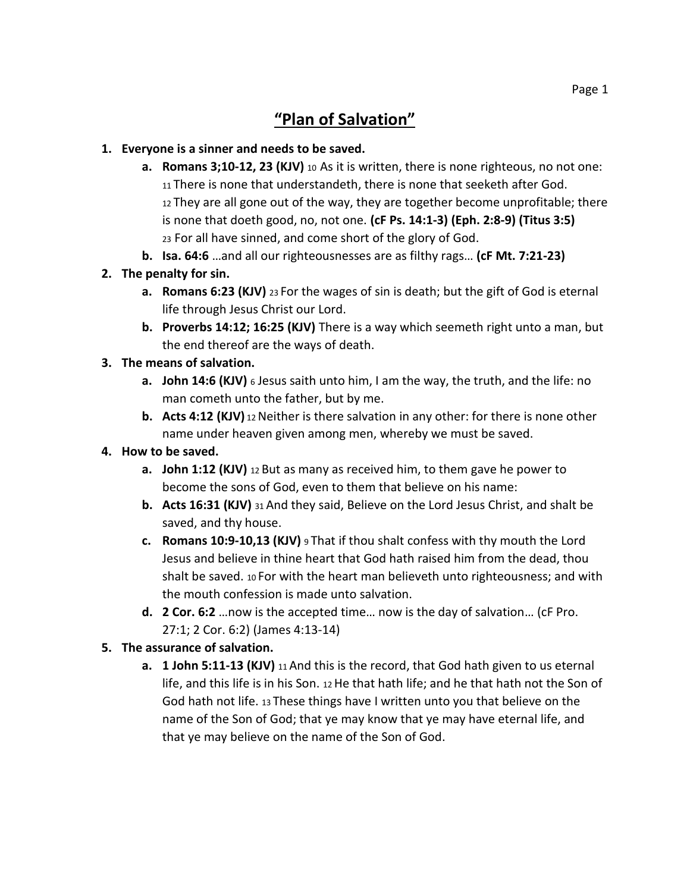# "Plan of Salvation"

1. **Everyone is a sinner and needs to be saved.**
   a. **Romans 3;10-12, 23 (KJV)** 10 As it is written, there is none righteous, no not one: 11 There is none that understandeth, there is none that seeketh after God. 12 They are all gone out of the way, they are together become unprofitable; there is none that doeth good, no, not one. **(cF Ps. 14:1-3) (Eph. 2:8-9) (Titus 3:5)** 23 For all have sinned, and come short of the glory of God.
   b. **Isa. 64:6** …and all our righteousnesses are as filthy rags… **(cF Mt. 7:21-23)**
2. **The penalty for sin.**
   a. **Romans 6:23 (KJV)** 23 For the wages of sin is death; but the gift of God is eternal life through Jesus Christ our Lord.
   b. **Proverbs 14:12; 16:25 (KJV)** There is a way which seemeth right unto a man, but the end thereof are the ways of death.
3. **The means of salvation.**
   a. **John 14:6 (KJV)** 6 Jesus saith unto him, I am the way, the truth, and the life: no man cometh unto the father, but by me.
   b. **Acts 4:12 (KJV)** 12 Neither is there salvation in any other: for there is none other name under heaven given among men, whereby we must be saved.
4. **How to be saved.**
   a. **John 1:12 (KJV)** 12 But as many as received him, to them gave he power to become the sons of God, even to them that believe on his name:
   b. **Acts 16:31 (KJV)** 31 And they said, Believe on the Lord Jesus Christ, and shalt be saved, and thy house.
   c. **Romans 10:9-10,13 (KJV)** 9 That if thou shalt confess with thy mouth the Lord Jesus and believe in thine heart that God hath raised him from the dead, thou shalt be saved. 10 For with the heart man believeth unto righteousness; and with the mouth confession is made unto salvation.
   d. **2 Cor. 6:2** …now is the accepted time… now is the day of salvation… (cF Pro. 27:1; 2 Cor. 6:2) (James 4:13-14)
5. **The assurance of salvation.**
   a. **1 John 5:11-13 (KJV)** 11 And this is the record, that God hath given to us eternal life, and this life is in his Son. 12 He that hath life; and he that hath not the Son of God hath not life. 13 These things have I written unto you that believe on the name of the Son of God; that ye may know that ye may have eternal life, and that ye may believe on the name of the Son of God.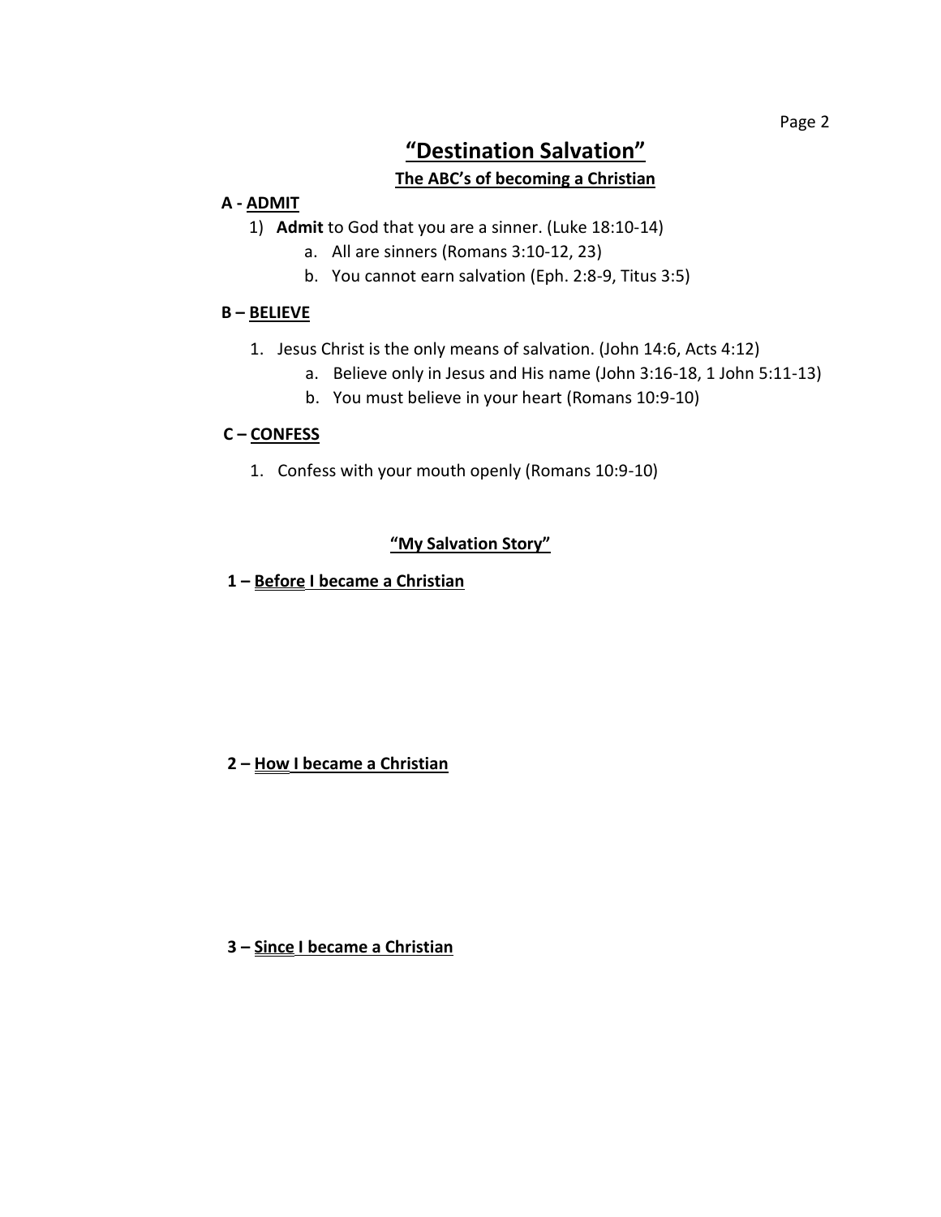# "Destination Salvation"

## The ABC's of becoming a Christian

**A - ADMIT**

1) **Admit** to God that you are a sinner. (Luke 18:10-14)
   a. All are sinners (Romans 3:10-12, 23)
   b. You cannot earn salvation (Eph. 2:8-9, Titus 3:5)

**B – BELIEVE**

1. Jesus Christ is the only means of salvation. (John 14:6, Acts 4:12)
   a. Believe only in Jesus and His name (John 3:16-18, 1 John 5:11-13)
   b. You must believe in your heart (Romans 10:9-10)

**C – CONFESS**

1. Confess with your mouth openly (Romans 10:9-10)

## "My Salvation Story"

**1 – Before I became a Christian**

**2 – How I became a Christian**

**3 – Since I became a Christian**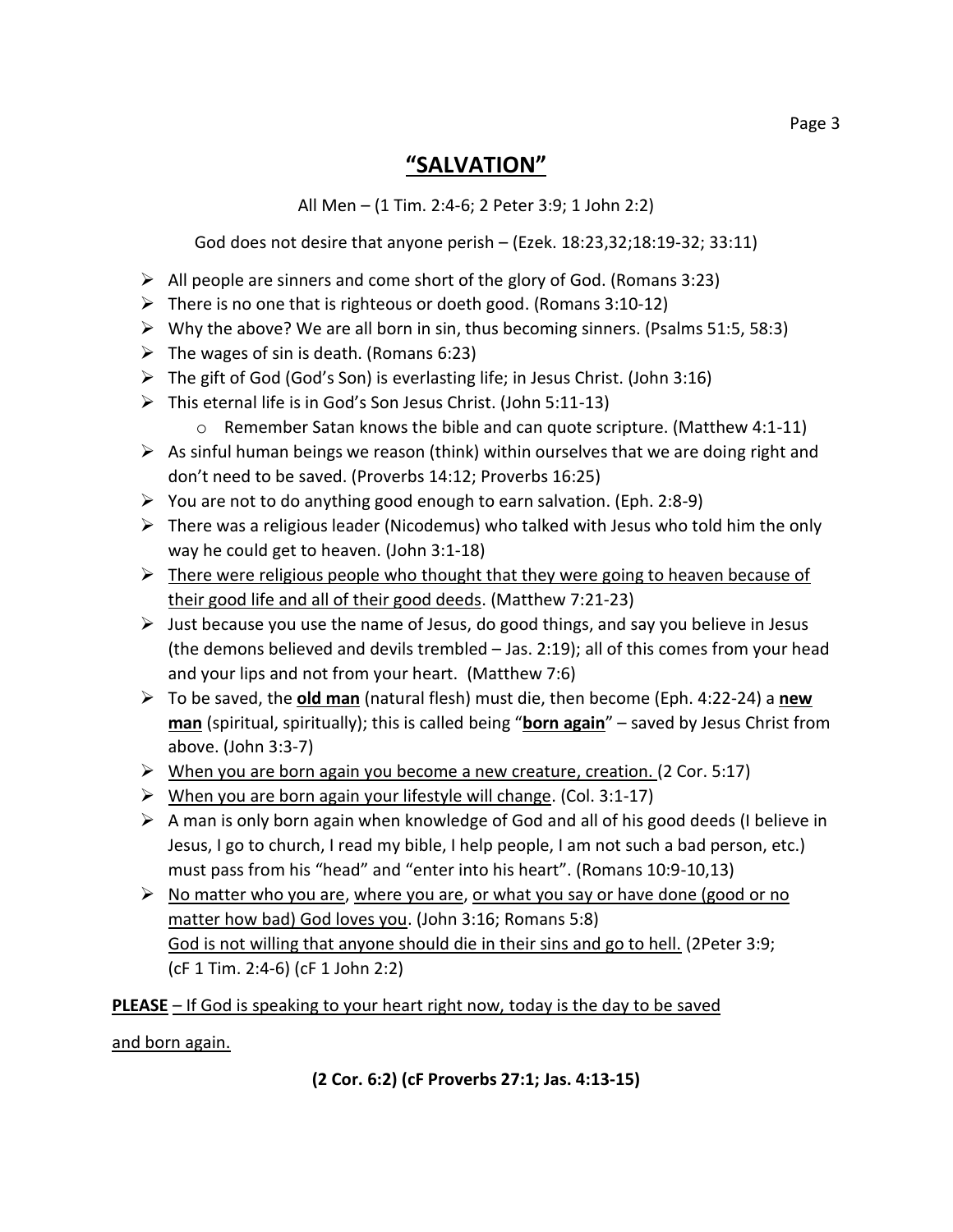# **<u>"SALVATION"</u>**

All Men – (1 Tim. 2:4-6; 2 Peter 3:9; 1 John 2:2)

God does not desire that anyone perish – (Ezek. 18:23,32;18:19-32; 33:11)

- All people are sinners and come short of the glory of God. (Romans 3:23)
- There is no one that is righteous or doeth good. (Romans 3:10-12)
- Why the above? We are all born in sin, thus becoming sinners. (Psalms 51:5, 58:3)
- The wages of sin is death. (Romans 6:23)
- The gift of God (God's Son) is everlasting life; in Jesus Christ. (John 3:16)
- This eternal life is in God's Son Jesus Christ. (John 5:11-13)
    - Remember Satan knows the bible and can quote scripture. (Matthew 4:1-11)
- As sinful human beings we reason (think) within ourselves that we are doing right and don't need to be saved. (Proverbs 14:12; Proverbs 16:25)
- You are not to do anything good enough to earn salvation. (Eph. 2:8-9)
- There was a religious leader (Nicodemus) who talked with Jesus who told him the only way he could get to heaven. (John 3:1-18)
- <u>There were religious people who thought that they were going to heaven because of their good life and all of their good deeds</u>. (Matthew 7:21-23)
- Just because you use the name of Jesus, do good things, and say you believe in Jesus (the demons believed and devils trembled – Jas. 2:19); all of this comes from your head and your lips and not from your heart. (Matthew 7:6)
- To be saved, the **<u>old man</u>** (natural flesh) must die, then become (Eph. 4:22-24) a **<u>new man</u>** (spiritual, spiritually); this is called being "**<u>born again</u>**" – saved by Jesus Christ from above. (John 3:3-7)
- <u>When you are born again you become a new creature, creation.</u> (2 Cor. 5:17)
- <u>When you are born again your lifestyle will change</u>. (Col. 3:1-17)
- A man is only born again when knowledge of God and all of his good deeds (I believe in Jesus, I go to church, I read my bible, I help people, I am not such a bad person, etc.) must pass from his "head" and "enter into his heart". (Romans 10:9-10,13)
- <u>No matter who you are, where you are, or what you say or have done (good or no matter how bad) God loves you</u>. (John 3:16; Romans 5:8)
  <u>God is not willing that anyone should die in their sins and go to hell.</u> (2Peter 3:9; (cF 1 Tim. 2:4-6) (cF 1 John 2:2)

**<u>PLEASE</u>** <u>– If God is speaking to your heart right now, today is the day to be saved and born again.</u>

**(2 Cor. 6:2) (cF Proverbs 27:1; Jas. 4:13-15)**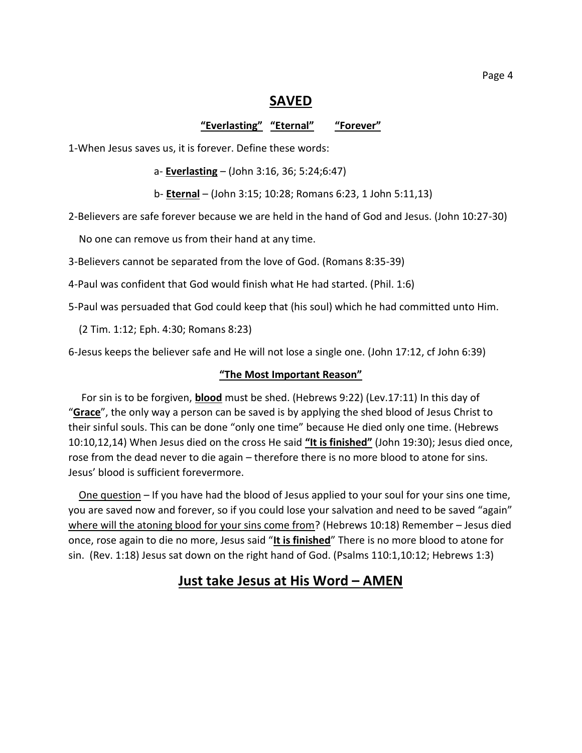# SAVED

**"Everlasting"  "Eternal"  "Forever"**

1-When Jesus saves us, it is forever. Define these words:

a- **Everlasting** – (John 3:16, 36; 5:24;6:47)

b- **Eternal** – (John 3:15; 10:28; Romans 6:23, 1 John 5:11,13)

2-Believers are safe forever because we are held in the hand of God and Jesus. (John 10:27-30)

No one can remove us from their hand at any time.

3-Believers cannot be separated from the love of God. (Romans 8:35-39)

4-Paul was confident that God would finish what He had started. (Phil. 1:6)

5-Paul was persuaded that God could keep that (his soul) which he had committed unto Him.

(2 Tim. 1:12; Eph. 4:30; Romans 8:23)

6-Jesus keeps the believer safe and He will not lose a single one. (John 17:12, cf John 6:39)

**"The Most Important Reason"**

For sin is to be forgiven, **blood** must be shed. (Hebrews 9:22) (Lev.17:11) In this day of "**Grace**", the only way a person can be saved is by applying the shed blood of Jesus Christ to their sinful souls. This can be done "only one time" because He died only one time. (Hebrews 10:10,12,14) When Jesus died on the cross He said **"It is finished"** (John 19:30); Jesus died once, rose from the dead never to die again – therefore there is no more blood to atone for sins. Jesus' blood is sufficient forevermore.

One question – If you have had the blood of Jesus applied to your soul for your sins one time, you are saved now and forever, so if you could lose your salvation and need to be saved "again" where will the atoning blood for your sins come from? (Hebrews 10:18) Remember – Jesus died once, rose again to die no more, Jesus said "**It is finished**" There is no more blood to atone for sin. (Rev. 1:18) Jesus sat down on the right hand of God. (Psalms 110:1,10:12; Hebrews 1:3)

## Just take Jesus at His Word – AMEN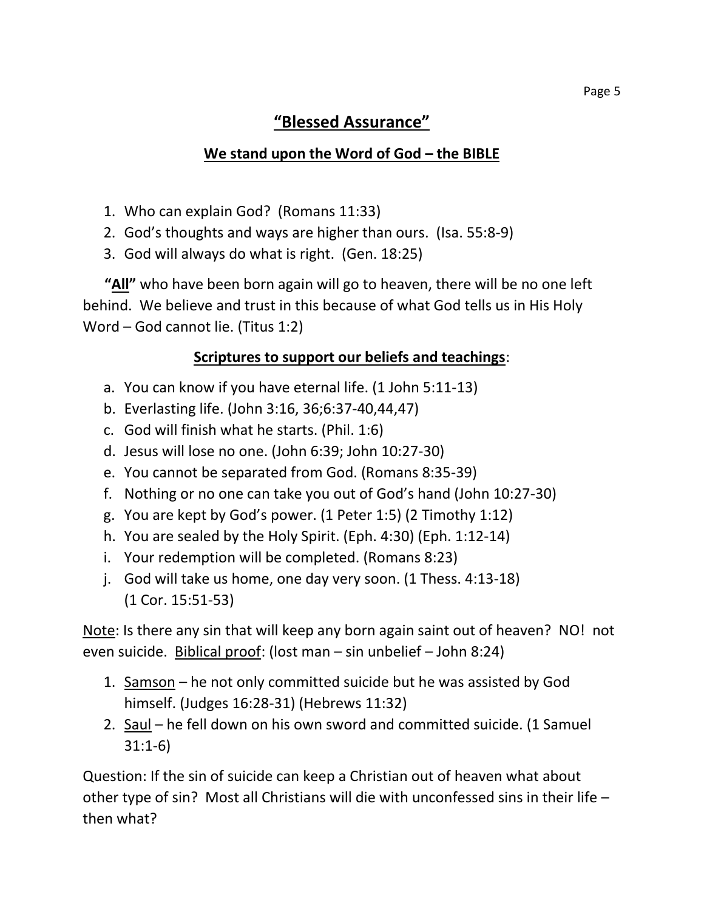## <u>“Blessed Assurance”</u>

### <u>We stand upon the Word of God – the BIBLE</u>

1. Who can explain God? (Romans 11:33)
2. God’s thoughts and ways are higher than ours. (Isa. 55:8-9)
3. God will always do what is right. (Gen. 18:25)

**“<u>All</u>”** who have been born again will go to heaven, there will be no one left behind. We believe and trust in this because of what God tells us in His Holy Word – God cannot lie. (Titus 1:2)

**<u>Scriptures to support our beliefs and teachings</u>**:

a. You can know if you have eternal life. (1 John 5:11-13)
b. Everlasting life. (John 3:16, 36;6:37-40,44,47)
c. God will finish what he starts. (Phil. 1:6)
d. Jesus will lose no one. (John 6:39; John 10:27-30)
e. You cannot be separated from God. (Romans 8:35-39)
f. Nothing or no one can take you out of God’s hand (John 10:27-30)
g. You are kept by God’s power. (1 Peter 1:5) (2 Timothy 1:12)
h. You are sealed by the Holy Spirit. (Eph. 4:30) (Eph. 1:12-14)
i. Your redemption will be completed. (Romans 8:23)
j. God will take us home, one day very soon. (1 Thess. 4:13-18) (1 Cor. 15:51-53)

<u>Note</u>: Is there any sin that will keep any born again saint out of heaven? NO! not even suicide. <u>Biblical proof</u>: (lost man – sin unbelief – John 8:24)

1. <u>Samson</u> – he not only committed suicide but he was assisted by God himself. (Judges 16:28-31) (Hebrews 11:32)
2. <u>Saul</u> – he fell down on his own sword and committed suicide. (1 Samuel 31:1-6)

Question: If the sin of suicide can keep a Christian out of heaven what about other type of sin? Most all Christians will die with unconfessed sins in their life – then what?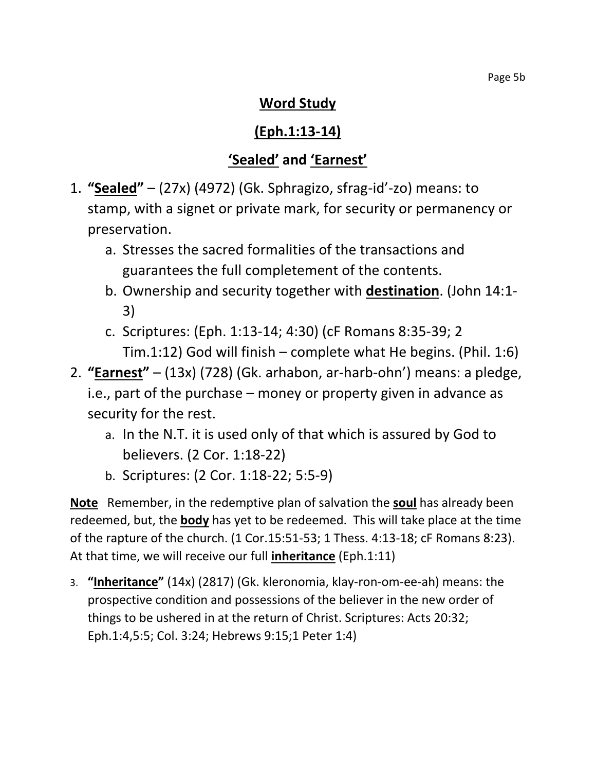## Word Study

## (Eph.1:13-14)

## 'Sealed' and 'Earnest'

1. **"Sealed"** – (27x) (4972) (Gk. Sphragizo, sfrag-id'-zo) means: to stamp, with a signet or private mark, for security or permanency or preservation.
   a. Stresses the sacred formalities of the transactions and guarantees the full completement of the contents.
   b. Ownership and security together with **destination**. (John 14:1-3)
   c. Scriptures: (Eph. 1:13-14; 4:30) (cF Romans 8:35-39; 2 Tim.1:12) God will finish – complete what He begins. (Phil. 1:6)
2. **"Earnest"** – (13x) (728) (Gk. arhabon, ar-harb-ohn') means: a pledge, i.e., part of the purchase – money or property given in advance as security for the rest.
   a. In the N.T. it is used only of that which is assured by God to believers. (2 Cor. 1:18-22)
   b. Scriptures: (2 Cor. 1:18-22; 5:5-9)

**Note** Remember, in the redemptive plan of salvation the **soul** has already been redeemed, but, the **body** has yet to be redeemed. This will take place at the time of the rapture of the church. (1 Cor.15:51-53; 1 Thess. 4:13-18; cF Romans 8:23). At that time, we will receive our full **inheritance** (Eph.1:11)

3. **"Inheritance"** (14x) (2817) (Gk. kleronomia, klay-ron-om-ee-ah) means: the prospective condition and possessions of the believer in the new order of things to be ushered in at the return of Christ. Scriptures: Acts 20:32; Eph.1:4,5:5; Col. 3:24; Hebrews 9:15;1 Peter 1:4)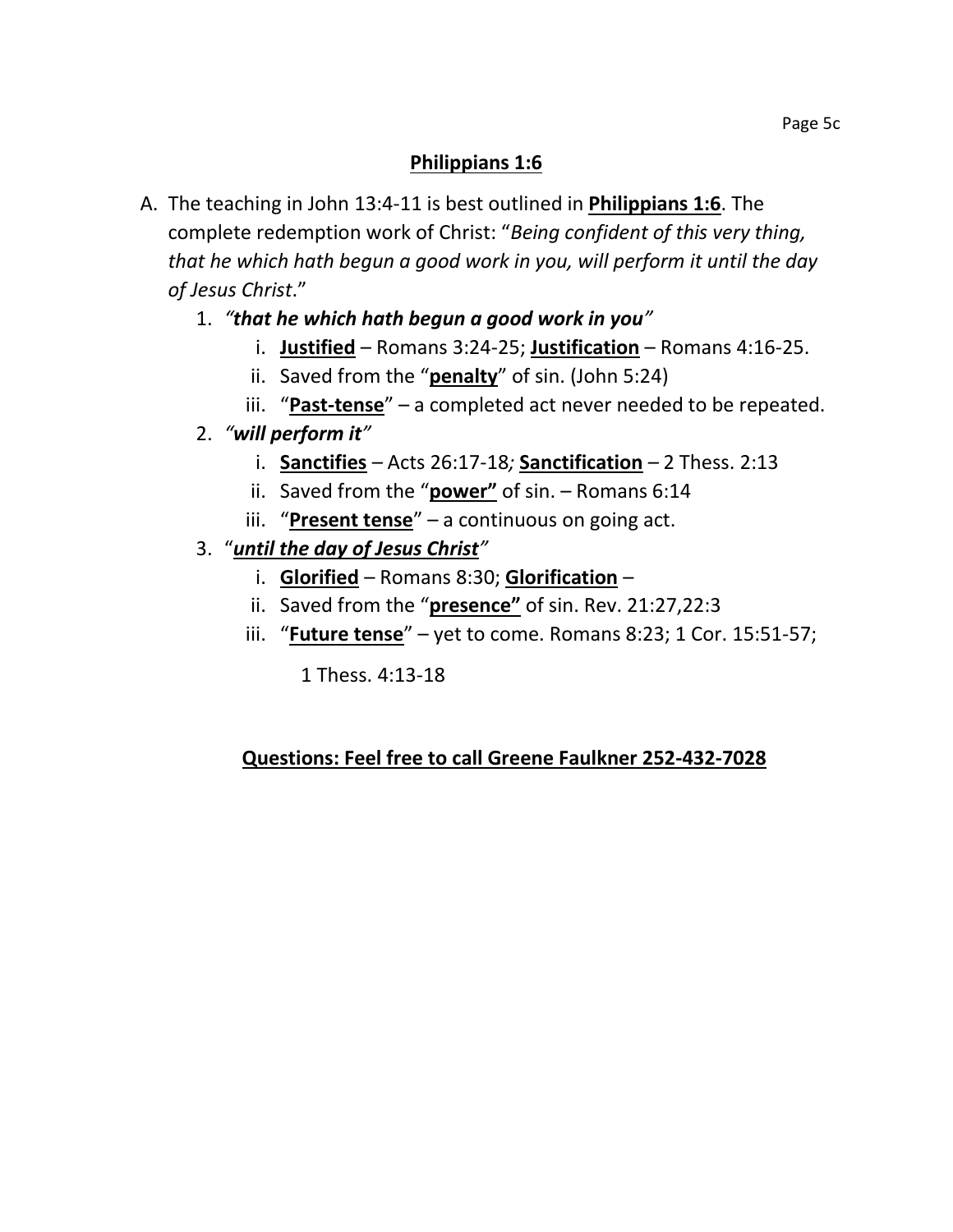## <u>**Philippians 1:6**</u>

A. The teaching in John 13:4-11 is best outlined in <u>**Philippians 1:6**</u>. The complete redemption work of Christ: "*Being confident of this very thing, that he which hath begun a good work in you, will perform it until the day of Jesus Christ*."

   1. ***"that he which hath begun a good work in you"***
      - i. <u>**Justified**</u> – Romans 3:24-25; <u>**Justification**</u> – Romans 4:16-25.
      - ii. Saved from the "<u>**penalty**</u>" of sin. (John 5:24)
      - iii. "<u>**Past-tense**</u>" – a completed act never needed to be repeated.
   2. ***"will perform it"***
      - i. <u>**Sanctifies**</u> – Acts 26:17-18*;* <u>**Sanctification**</u> – 2 Thess. 2:13
      - ii. Saved from the "<u>**power"**</u> of sin. – Romans 6:14
      - iii. "<u>**Present tense**</u>" – a continuous on going act.
   3. "***<u>until the day of Jesus Christ</u>"***
      - i. <u>**Glorified**</u> – Romans 8:30; <u>**Glorification**</u> –
      - ii. Saved from the "<u>**presence"**</u> of sin. Rev. 21:27,22:3
      - iii. "<u>**Future tense**</u>" – yet to come. Romans 8:23; 1 Cor. 15:51-57; 1 Thess. 4:13-18

<u>**Questions: Feel free to call Greene Faulkner 252-432-7028**</u>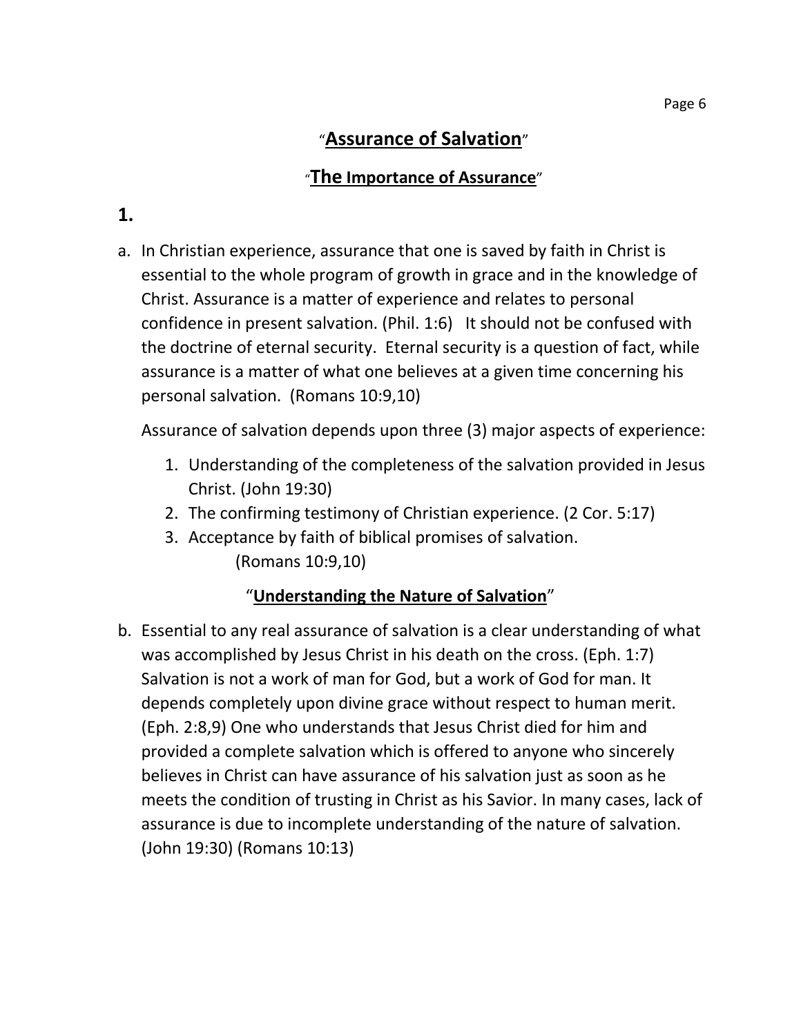# "**Assurance of Salvation**"

## "**The Importance of Assurance**"

**1.**

a. In Christian experience, assurance that one is saved by faith in Christ is essential to the whole program of growth in grace and in the knowledge of Christ. Assurance is a matter of experience and relates to personal confidence in present salvation. (Phil. 1:6)   It should not be confused with the doctrine of eternal security.  Eternal security is a question of fact, while assurance is a matter of what one believes at a given time concerning his personal salvation.  (Romans 10:9,10)

   Assurance of salvation depends upon three (3) major aspects of experience:

   1. Understanding of the completeness of the salvation provided in Jesus Christ. (John 19:30)
   2. The confirming testimony of Christian experience. (2 Cor. 5:17)
   3. Acceptance by faith of biblical promises of salvation. (Romans 10:9,10)

## "**Understanding the Nature of Salvation**"

b. Essential to any real assurance of salvation is a clear understanding of what was accomplished by Jesus Christ in his death on the cross. (Eph. 1:7) Salvation is not a work of man for God, but a work of God for man. It depends completely upon divine grace without respect to human merit. (Eph. 2:8,9) One who understands that Jesus Christ died for him and provided a complete salvation which is offered to anyone who sincerely believes in Christ can have assurance of his salvation just as soon as he meets the condition of trusting in Christ as his Savior. In many cases, lack of assurance is due to incomplete understanding of the nature of salvation. (John 19:30) (Romans 10:13)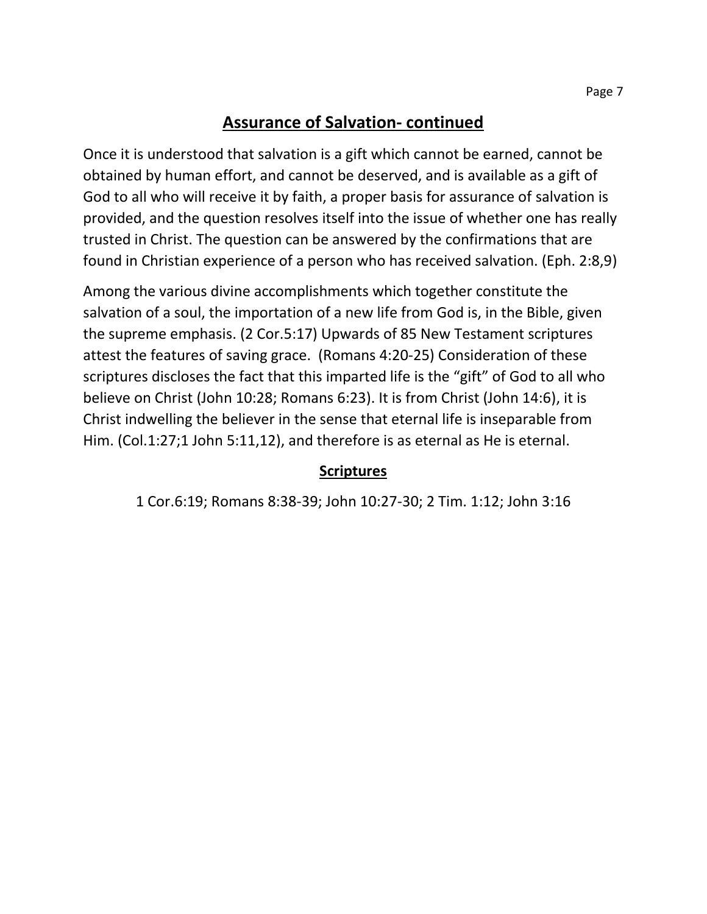## Assurance of Salvation- continued

Once it is understood that salvation is a gift which cannot be earned, cannot be obtained by human effort, and cannot be deserved, and is available as a gift of God to all who will receive it by faith, a proper basis for assurance of salvation is provided, and the question resolves itself into the issue of whether one has really trusted in Christ. The question can be answered by the confirmations that are found in Christian experience of a person who has received salvation. (Eph. 2:8,9)

Among the various divine accomplishments which together constitute the salvation of a soul, the importation of a new life from God is, in the Bible, given the supreme emphasis. (2 Cor.5:17) Upwards of 85 New Testament scriptures attest the features of saving grace. (Romans 4:20-25) Consideration of these scriptures discloses the fact that this imparted life is the "gift" of God to all who believe on Christ (John 10:28; Romans 6:23). It is from Christ (John 14:6), it is Christ indwelling the believer in the sense that eternal life is inseparable from Him. (Col.1:27;1 John 5:11,12), and therefore is as eternal as He is eternal.

### Scriptures

1 Cor.6:19; Romans 8:38-39; John 10:27-30; 2 Tim. 1:12; John 3:16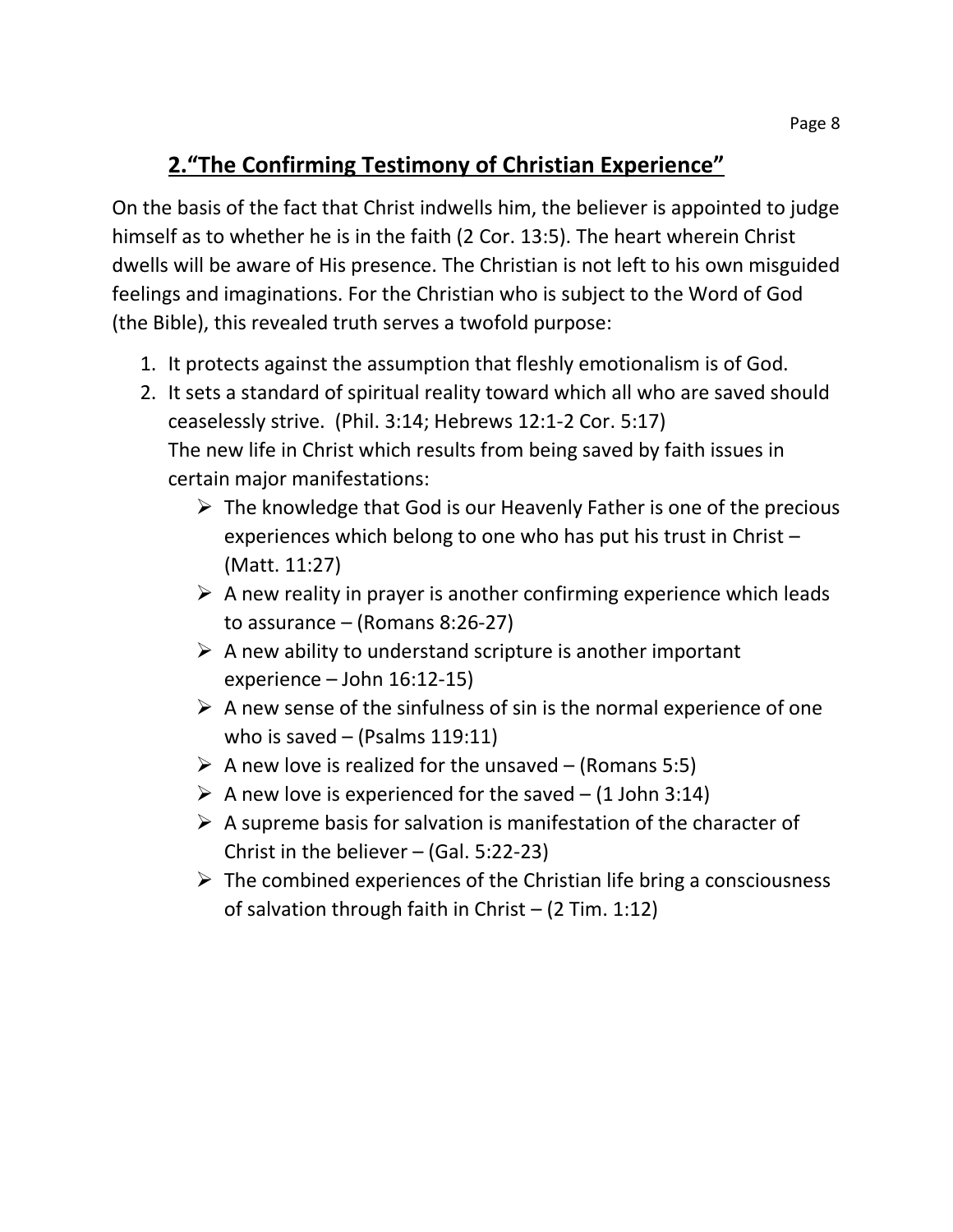## 2.“The Confirming Testimony of Christian Experience”

On the basis of the fact that Christ indwells him, the believer is appointed to judge himself as to whether he is in the faith (2 Cor. 13:5). The heart wherein Christ dwells will be aware of His presence. The Christian is not left to his own misguided feelings and imaginations. For the Christian who is subject to the Word of God (the Bible), this revealed truth serves a twofold purpose:

1. It protects against the assumption that fleshly emotionalism is of God.
2. It sets a standard of spiritual reality toward which all who are saved should ceaselessly strive. (Phil. 3:14; Hebrews 12:1-2 Cor. 5:17)
   The new life in Christ which results from being saved by faith issues in certain major manifestations:
   - The knowledge that God is our Heavenly Father is one of the precious experiences which belong to one who has put his trust in Christ – (Matt. 11:27)
   - A new reality in prayer is another confirming experience which leads to assurance – (Romans 8:26-27)
   - A new ability to understand scripture is another important experience – John 16:12-15)
   - A new sense of the sinfulness of sin is the normal experience of one who is saved – (Psalms 119:11)
   - A new love is realized for the unsaved – (Romans 5:5)
   - A new love is experienced for the saved – (1 John 3:14)
   - A supreme basis for salvation is manifestation of the character of Christ in the believer – (Gal. 5:22-23)
   - The combined experiences of the Christian life bring a consciousness of salvation through faith in Christ – (2 Tim. 1:12)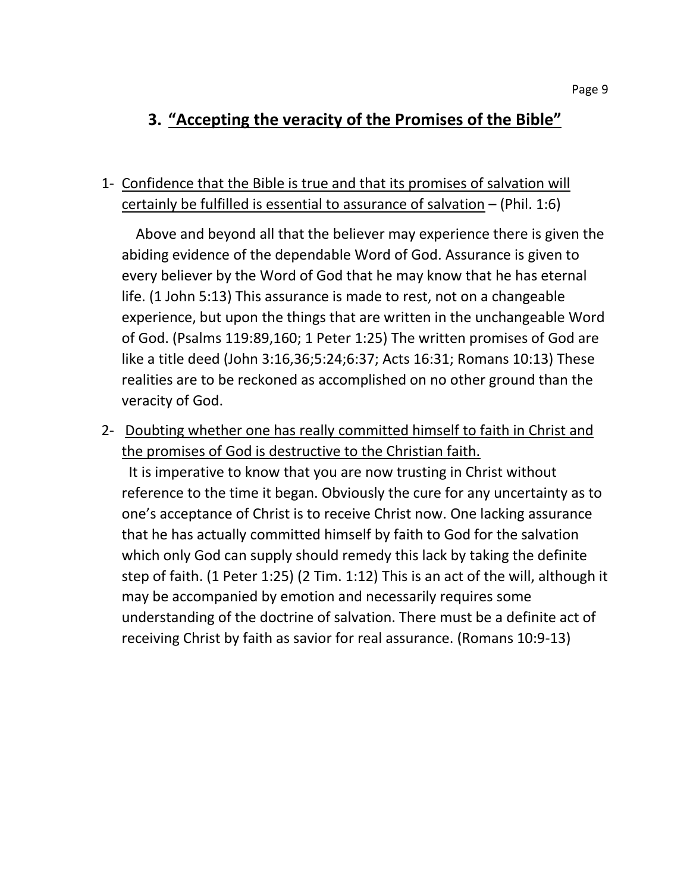## 3. <u>“Accepting the veracity of the Promises of the Bible”</u>

1- <u>Confidence that the Bible is true and that its promises of salvation will certainly be fulfilled is essential to assurance of salvation</u> – (Phil. 1:6)

Above and beyond all that the believer may experience there is given the abiding evidence of the dependable Word of God. Assurance is given to every believer by the Word of God that he may know that he has eternal life. (1 John 5:13) This assurance is made to rest, not on a changeable experience, but upon the things that are written in the unchangeable Word of God. (Psalms 119:89,160; 1 Peter 1:25) The written promises of God are like a title deed (John 3:16,36;5:24;6:37; Acts 16:31; Romans 10:13) These realities are to be reckoned as accomplished on no other ground than the veracity of God.

2- <u>Doubting whether one has really committed himself to faith in Christ and the promises of God is destructive to the Christian faith.</u>

It is imperative to know that you are now trusting in Christ without reference to the time it began. Obviously the cure for any uncertainty as to one’s acceptance of Christ is to receive Christ now. One lacking assurance that he has actually committed himself by faith to God for the salvation which only God can supply should remedy this lack by taking the definite step of faith. (1 Peter 1:25) (2 Tim. 1:12) This is an act of the will, although it may be accompanied by emotion and necessarily requires some understanding of the doctrine of salvation. There must be a definite act of receiving Christ by faith as savior for real assurance. (Romans 10:9-13)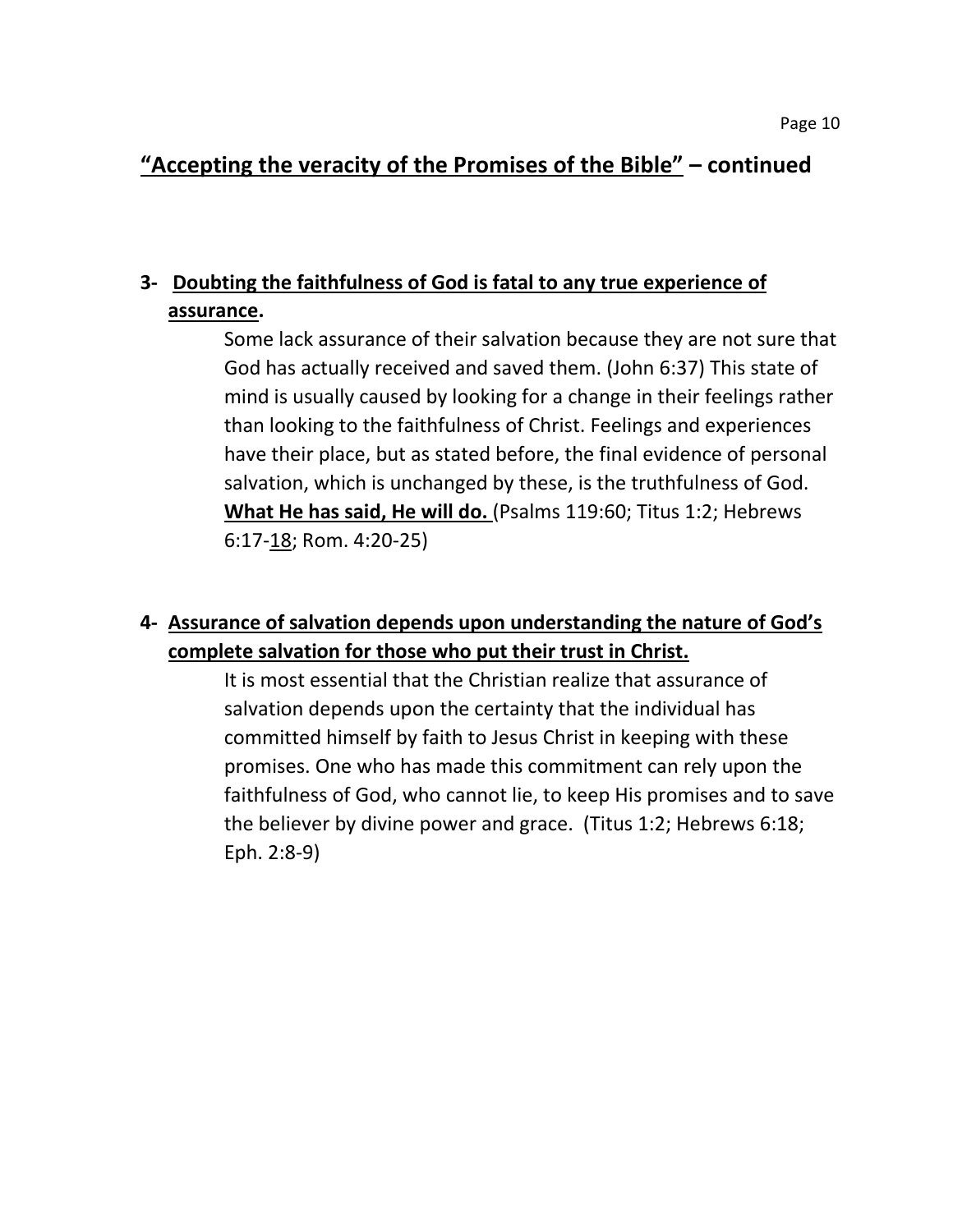## <u>“Accepting the veracity of the Promises of the Bible”</u> – continued

**3- <u>Doubting the faithfulness of God is fatal to any true experience of assurance</u>.**

Some lack assurance of their salvation because they are not sure that God has actually received and saved them. (John 6:37) This state of mind is usually caused by looking for a change in their feelings rather than looking to the faithfulness of Christ. Feelings and experiences have their place, but as stated before, the final evidence of personal salvation, which is unchanged by these, is the truthfulness of God. **<u>What He has said, He will do.</u>** (Psalms 119:60; Titus 1:2; Hebrews 6:17-<u>18</u>; Rom. 4:20-25)

**4- <u>Assurance of salvation depends upon understanding the nature of God’s complete salvation for those who put their trust in Christ.</u>**

It is most essential that the Christian realize that assurance of salvation depends upon the certainty that the individual has committed himself by faith to Jesus Christ in keeping with these promises. One who has made this commitment can rely upon the faithfulness of God, who cannot lie, to keep His promises and to save the believer by divine power and grace. (Titus 1:2; Hebrews 6:18; Eph. 2:8-9)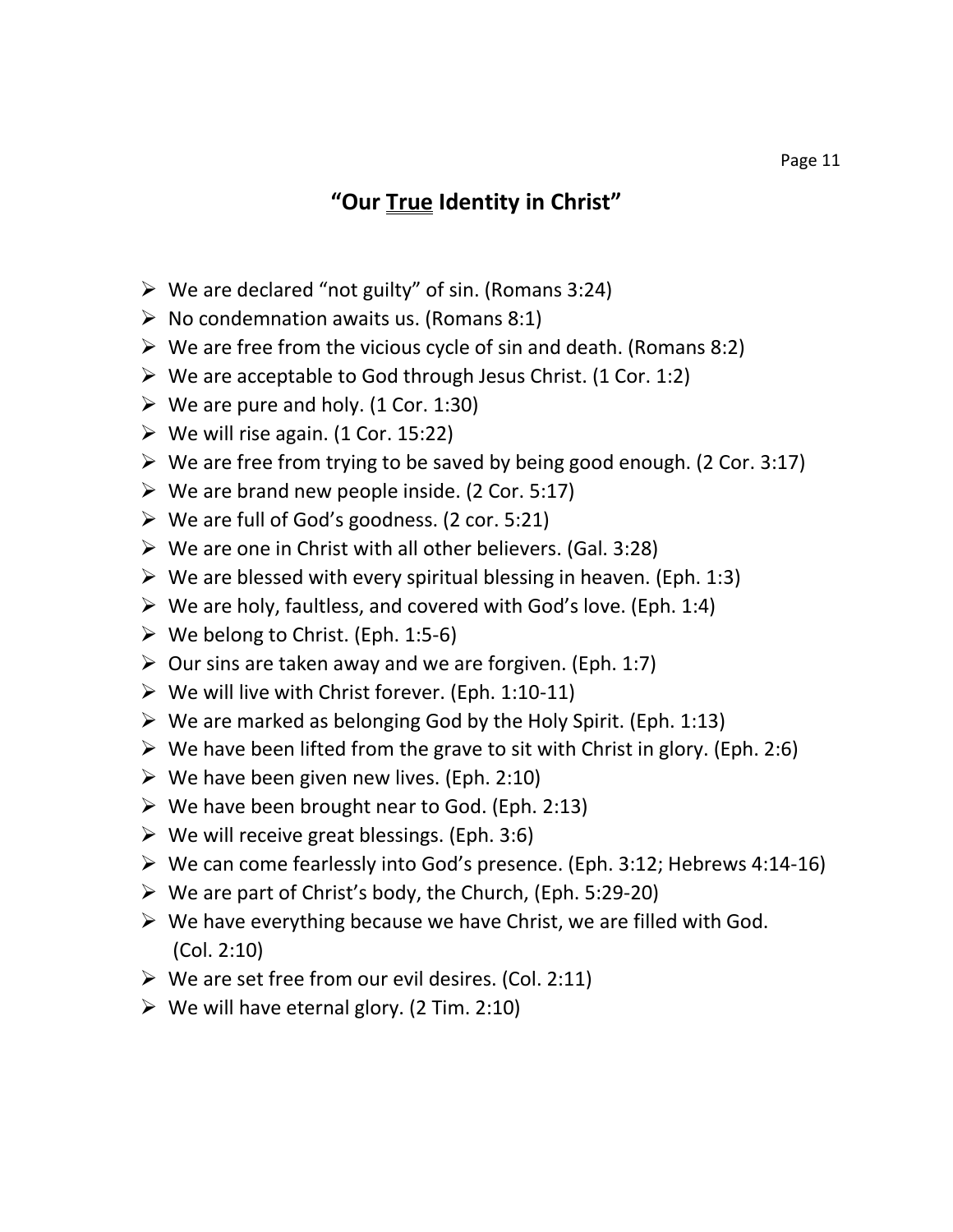# "Our <u>True</u> Identity in Christ"

- We are declared "not guilty" of sin. (Romans 3:24)
- No condemnation awaits us. (Romans 8:1)
- We are free from the vicious cycle of sin and death. (Romans 8:2)
- We are acceptable to God through Jesus Christ. (1 Cor. 1:2)
- We are pure and holy. (1 Cor. 1:30)
- We will rise again. (1 Cor. 15:22)
- We are free from trying to be saved by being good enough. (2 Cor. 3:17)
- We are brand new people inside. (2 Cor. 5:17)
- We are full of God's goodness. (2 cor. 5:21)
- We are one in Christ with all other believers. (Gal. 3:28)
- We are blessed with every spiritual blessing in heaven. (Eph. 1:3)
- We are holy, faultless, and covered with God's love. (Eph. 1:4)
- We belong to Christ. (Eph. 1:5-6)
- Our sins are taken away and we are forgiven. (Eph. 1:7)
- We will live with Christ forever. (Eph. 1:10-11)
- We are marked as belonging God by the Holy Spirit. (Eph. 1:13)
- We have been lifted from the grave to sit with Christ in glory. (Eph. 2:6)
- We have been given new lives. (Eph. 2:10)
- We have been brought near to God. (Eph. 2:13)
- We will receive great blessings. (Eph. 3:6)
- We can come fearlessly into God's presence. (Eph. 3:12; Hebrews 4:14-16)
- We are part of Christ's body, the Church, (Eph. 5:29-20)
- We have everything because we have Christ, we are filled with God. (Col. 2:10)
- We are set free from our evil desires. (Col. 2:11)
- We will have eternal glory. (2 Tim. 2:10)